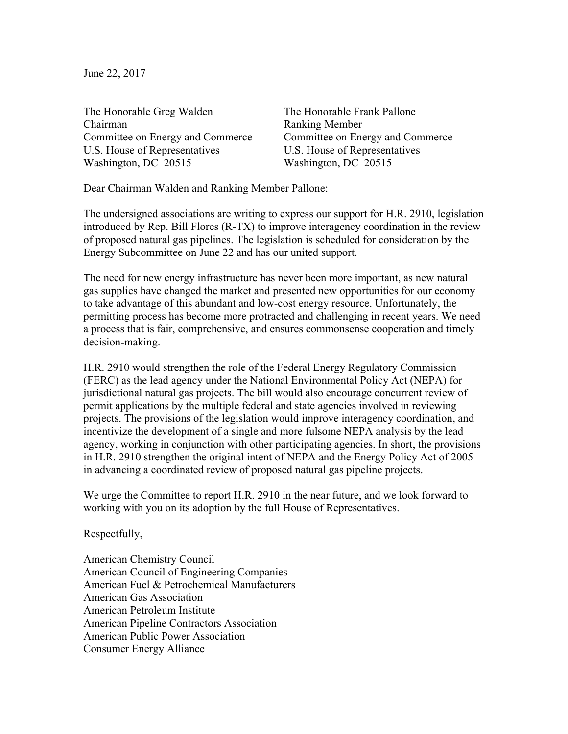June 22, 2017

The Honorable Greg Walden
Chairman
Committee on Energy and Commerce
U.S. House of Representatives
Washington, DC 20515

The Honorable Frank Pallone
Ranking Member
Committee on Energy and Commerce
U.S. House of Representatives
Washington, DC 20515

Dear Chairman Walden and Ranking Member Pallone:

The undersigned associations are writing to express our support for H.R. 2910, legislation introduced by Rep. Bill Flores (R-TX) to improve interagency coordination in the review of proposed natural gas pipelines. The legislation is scheduled for consideration by the Energy Subcommittee on June 22 and has our united support.

The need for new energy infrastructure has never been more important, as new natural gas supplies have changed the market and presented new opportunities for our economy to take advantage of this abundant and low-cost energy resource. Unfortunately, the permitting process has become more protracted and challenging in recent years. We need a process that is fair, comprehensive, and ensures commonsense cooperation and timely decision-making.

H.R. 2910 would strengthen the role of the Federal Energy Regulatory Commission (FERC) as the lead agency under the National Environmental Policy Act (NEPA) for jurisdictional natural gas projects. The bill would also encourage concurrent review of permit applications by the multiple federal and state agencies involved in reviewing projects. The provisions of the legislation would improve interagency coordination, and incentivize the development of a single and more fulsome NEPA analysis by the lead agency, working in conjunction with other participating agencies. In short, the provisions in H.R. 2910 strengthen the original intent of NEPA and the Energy Policy Act of 2005 in advancing a coordinated review of proposed natural gas pipeline projects.

We urge the Committee to report H.R. 2910 in the near future, and we look forward to working with you on its adoption by the full House of Representatives.

Respectfully,

American Chemistry Council
American Council of Engineering Companies
American Fuel & Petrochemical Manufacturers
American Gas Association
American Petroleum Institute
American Pipeline Contractors Association
American Public Power Association
Consumer Energy Alliance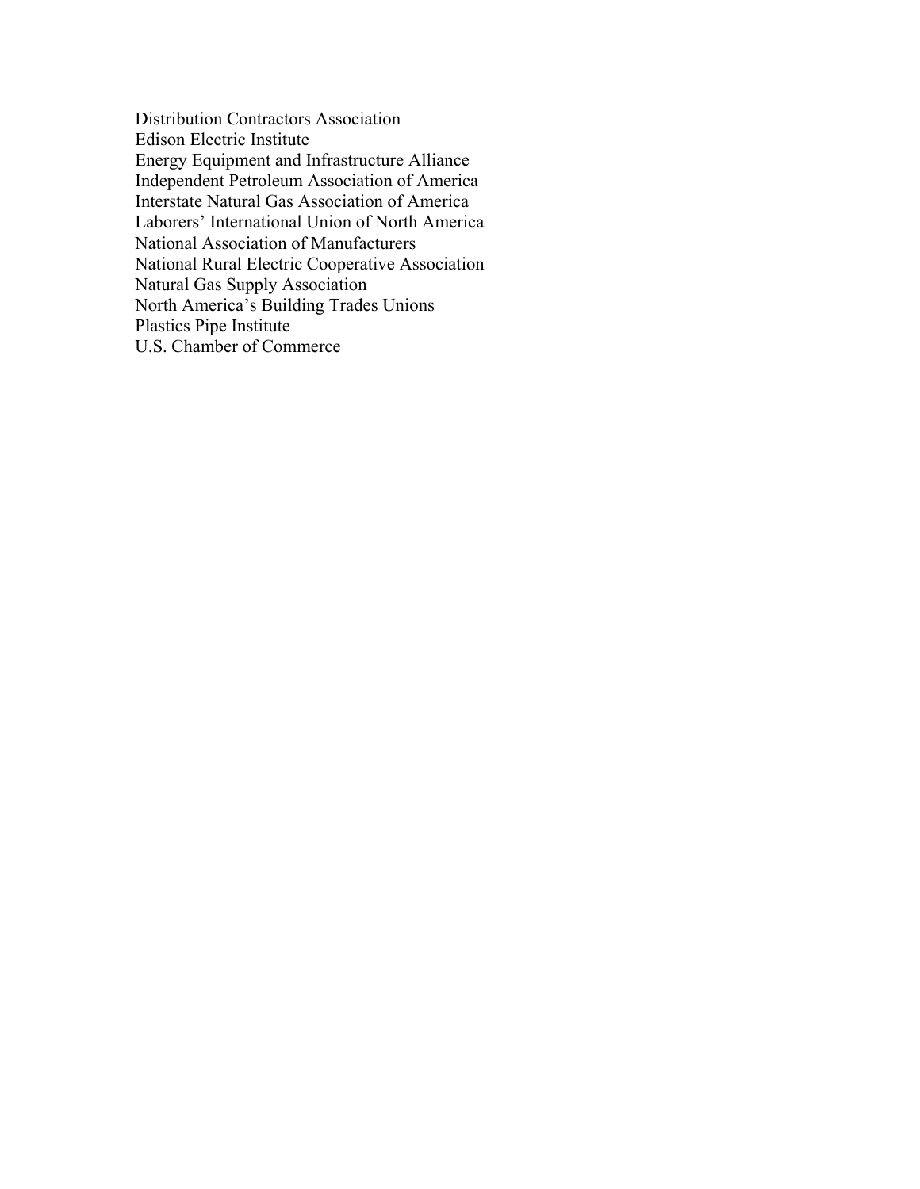Distribution Contractors Association
Edison Electric Institute
Energy Equipment and Infrastructure Alliance
Independent Petroleum Association of America
Interstate Natural Gas Association of America
Laborers' International Union of North America
National Association of Manufacturers
National Rural Electric Cooperative Association
Natural Gas Supply Association
North America's Building Trades Unions
Plastics Pipe Institute
U.S. Chamber of Commerce